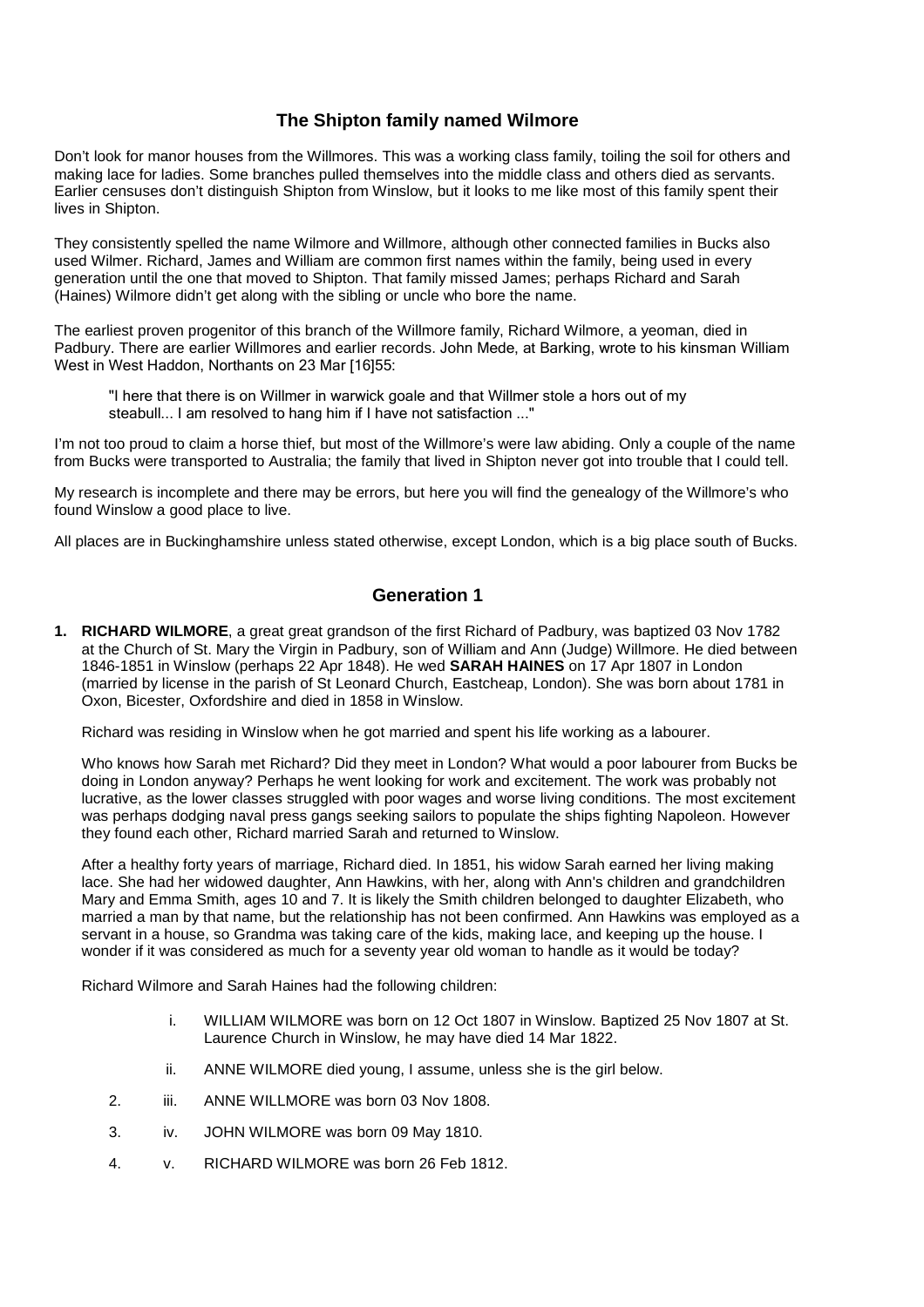## The Shipton family named Wilmore

Don't look for manor houses from the Willmores. This was a working class family, toiling the soil for others and making lace for ladies. Some branches pulled themselves into the middle class and others died as servants. Earlier censuses don't distinguish Shipton from Winslow, but it looks to me like most of this family spent their lives in Shipton.

They consistently spelled the name Wilmore and Willmore, although other connected families in Bucks also used Wilmer. Richard, James and William are common first names within the family, being used in every generation until the one that moved to Shipton. That family missed James; perhaps Richard and Sarah (Haines) Wilmore didn't get along with the sibling or uncle who bore the name.

The earliest proven progenitor of this branch of the Willmore family, Richard Wilmore, a yeoman, died in Padbury. There are earlier Willmores and earlier records. John Mede, at Barking, wrote to his kinsman William West in West Haddon, Northants on 23 Mar [16]55:

> "I here that there is on Willmer in warwick goale and that Willmer stole a hors out of my steabull... I am resolved to hang him if I have not satisfaction ..."

I'm not too proud to claim a horse thief, but most of the Willmore's were law abiding. Only a couple of the name from Bucks were transported to Australia; the family that lived in Shipton never got into trouble that I could tell.

My research is incomplete and there may be errors, but here you will find the genealogy of the Willmore's who found Winslow a good place to live.

All places are in Buckinghamshire unless stated otherwise, except London, which is a big place south of Bucks.

### Generation 1

**1. RICHARD WILMORE**, a great great grandson of the first Richard of Padbury, was baptized 03 Nov 1782 at the Church of St. Mary the Virgin in Padbury, son of William and Ann (Judge) Willmore. He died between 1846-1851 in Winslow (perhaps 22 Apr 1848). He wed **SARAH HAINES** on 17 Apr 1807 in London (married by license in the parish of St Leonard Church, Eastcheap, London). She was born about 1781 in Oxon, Bicester, Oxfordshire and died in 1858 in Winslow.

Richard was residing in Winslow when he got married and spent his life working as a labourer.

Who knows how Sarah met Richard? Did they meet in London? What would a poor labourer from Bucks be doing in London anyway? Perhaps he went looking for work and excitement. The work was probably not lucrative, as the lower classes struggled with poor wages and worse living conditions. The most excitement was perhaps dodging naval press gangs seeking sailors to populate the ships fighting Napoleon. However they found each other, Richard married Sarah and returned to Winslow.

After a healthy forty years of marriage, Richard died. In 1851, his widow Sarah earned her living making lace. She had her widowed daughter, Ann Hawkins, with her, along with Ann's children and grandchildren Mary and Emma Smith, ages 10 and 7. It is likely the Smith children belonged to daughter Elizabeth, who married a man by that name, but the relationship has not been confirmed. Ann Hawkins was employed as a servant in a house, so Grandma was taking care of the kids, making lace, and keeping up the house. I wonder if it was considered as much for a seventy year old woman to handle as it would be today?

Richard Wilmore and Sarah Haines had the following children:

- i. WILLIAM WILMORE was born on 12 Oct 1807 in Winslow. Baptized 25 Nov 1807 at St. Laurence Church in Winslow, he may have died 14 Mar 1822.
- ii. ANNE WILMORE died young, I assume, unless she is the girl below.
- 2. iii. ANNE WILLMORE was born 03 Nov 1808.
- 3. iv. JOHN WILMORE was born 09 May 1810.
- 4. v. RICHARD WILMORE was born 26 Feb 1812.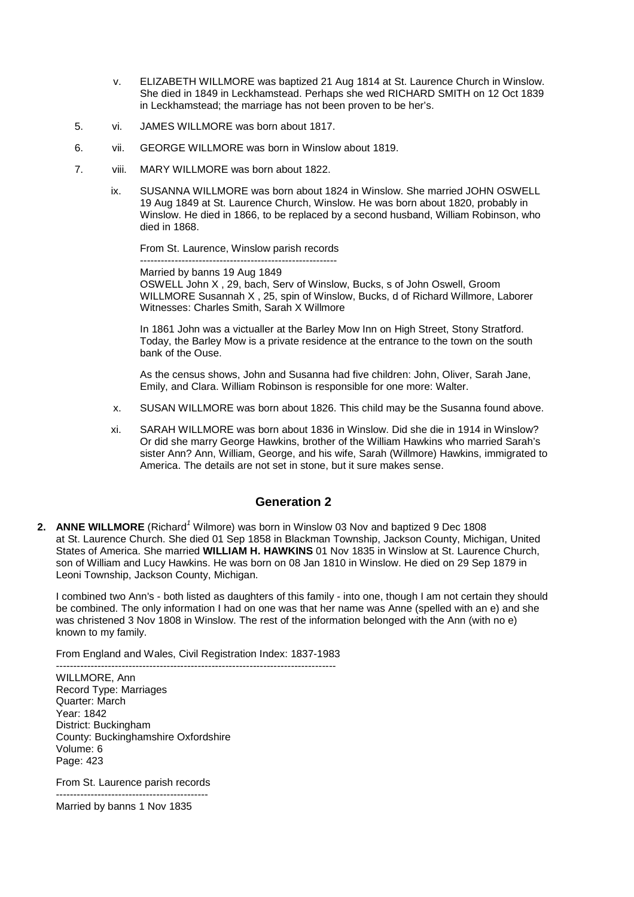v. ELIZABETH WILLMORE was baptized 21 Aug 1814 at St. Laurence Church in Winslow. She died in 1849 in Leckhamstead. Perhaps she wed RICHARD SMITH on 12 Oct 1839 in Leckhamstead; the marriage has not been proven to be her's.

5. vi. JAMES WILLMORE was born about 1817.

6. vii. GEORGE WILLMORE was born in Winslow about 1819.

7. viii. MARY WILLMORE was born about 1822.

ix. SUSANNA WILLMORE was born about 1824 in Winslow. She married JOHN OSWELL 19 Aug 1849 at St. Laurence Church, Winslow. He was born about 1820, probably in Winslow. He died in 1866, to be replaced by a second husband, William Robinson, who died in 1868.

From St. Laurence, Winslow parish records

---------------------------------------------------------

Married by banns 19 Aug 1849
OSWELL John X , 29, bach, Serv of Winslow, Bucks, s of John Oswell, Groom
WILLMORE Susannah X , 25, spin of Winslow, Bucks, d of Richard Willmore, Laborer
Witnesses: Charles Smith, Sarah X Willmore

In 1861 John was a victualler at the Barley Mow Inn on High Street, Stony Stratford. Today, the Barley Mow is a private residence at the entrance to the town on the south bank of the Ouse.

As the census shows, John and Susanna had five children: John, Oliver, Sarah Jane, Emily, and Clara. William Robinson is responsible for one more: Walter.

x. SUSAN WILLMORE was born about 1826. This child may be the Susanna found above.

xi. SARAH WILLMORE was born about 1836 in Winslow. Did she die in 1914 in Winslow? Or did she marry George Hawkins, brother of the William Hawkins who married Sarah's sister Ann? Ann, William, George, and his wife, Sarah (Willmore) Hawkins, immigrated to America. The details are not set in stone, but it sure makes sense.

## Generation 2

**2. ANNE WILLMORE** (Richard[1] Wilmore) was born in Winslow 03 Nov and baptized 9 Dec 1808 at St. Laurence Church. She died 01 Sep 1858 in Blackman Township, Jackson County, Michigan, United States of America. She married **WILLIAM H. HAWKINS** 01 Nov 1835 in Winslow at St. Laurence Church, son of William and Lucy Hawkins. He was born on 08 Jan 1810 in Winslow. He died on 29 Sep 1879 in Leoni Township, Jackson County, Michigan.

I combined two Ann's - both listed as daughters of this family - into one, though I am not certain they should be combined. The only information I had on one was that her name was Anne (spelled with an e) and she was christened 3 Nov 1808 in Winslow. The rest of the information belonged with the Ann (with no e) known to my family.

From England and Wales, Civil Registration Index: 1837-1983

---------------------------------------------------------------------------------

WILLMORE, Ann
Record Type: Marriages
Quarter: March
Year: 1842
District: Buckingham
County: Buckinghamshire Oxfordshire
Volume: 6
Page: 423

From St. Laurence parish records

--------------------------------------------

Married by banns 1 Nov 1835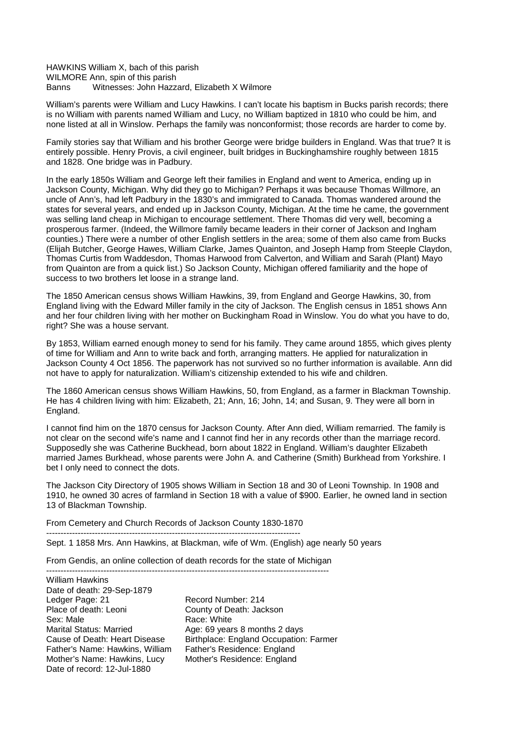HAWKINS William X, bach of this parish
WILMORE Ann, spin of this parish
Banns Witnesses: John Hazzard, Elizabeth X Wilmore

William's parents were William and Lucy Hawkins. I can't locate his baptism in Bucks parish records; there is no William with parents named William and Lucy, no William baptized in 1810 who could be him, and none listed at all in Winslow. Perhaps the family was nonconformist; those records are harder to come by.

Family stories say that William and his brother George were bridge builders in England. Was that true? It is entirely possible. Henry Provis, a civil engineer, built bridges in Buckinghamshire roughly between 1815 and 1828. One bridge was in Padbury.

In the early 1850s William and George left their families in England and went to America, ending up in Jackson County, Michigan. Why did they go to Michigan? Perhaps it was because Thomas Willmore, an uncle of Ann's, had left Padbury in the 1830's and immigrated to Canada. Thomas wandered around the states for several years, and ended up in Jackson County, Michigan. At the time he came, the government was selling land cheap in Michigan to encourage settlement. There Thomas did very well, becoming a prosperous farmer. (Indeed, the Willmore family became leaders in their corner of Jackson and Ingham counties.) There were a number of other English settlers in the area; some of them also came from Bucks (Elijah Butcher, George Hawes, William Clarke, James Quainton, and Joseph Hamp from Steeple Claydon, Thomas Curtis from Waddesdon, Thomas Harwood from Calverton, and William and Sarah (Plant) Mayo from Quainton are from a quick list.) So Jackson County, Michigan offered familiarity and the hope of success to two brothers let loose in a strange land.

The 1850 American census shows William Hawkins, 39, from England and George Hawkins, 30, from England living with the Edward Miller family in the city of Jackson. The English census in 1851 shows Ann and her four children living with her mother on Buckingham Road in Winslow. You do what you have to do, right? She was a house servant.

By 1853, William earned enough money to send for his family. They came around 1855, which gives plenty of time for William and Ann to write back and forth, arranging matters. He applied for naturalization in Jackson County 4 Oct 1856. The paperwork has not survived so no further information is available. Ann did not have to apply for naturalization. William's citizenship extended to his wife and children.

The 1860 American census shows William Hawkins, 50, from England, as a farmer in Blackman Township. He has 4 children living with him: Elizabeth, 21; Ann, 16; John, 14; and Susan, 9. They were all born in England.

I cannot find him on the 1870 census for Jackson County. After Ann died, William remarried. The family is not clear on the second wife's name and I cannot find her in any records other than the marriage record. Supposedly she was Catherine Buckhead, born about 1822 in England. William's daughter Elizabeth married James Burkhead, whose parents were John A. and Catherine (Smith) Burkhead from Yorkshire. I bet I only need to connect the dots.

The Jackson City Directory of 1905 shows William in Section 18 and 30 of Leoni Township. In 1908 and 1910, he owned 30 acres of farmland in Section 18 with a value of $900. Earlier, he owned land in section 13 of Blackman Township.

From Cemetery and Church Records of Jackson County 1830-1870

---

Sept. 1 1858 Mrs. Ann Hawkins, at Blackman, wife of Wm. (English) age nearly 50 years

From Gendis, an online collection of death records for the state of Michigan

---

William Hawkins
Date of death: 29-Sep-1879
Ledger Page: 21 Record Number: 214
Place of death: Leoni County of Death: Jackson
Sex: Male Race: White
Marital Status: Married Age: 69 years 8 months 2 days
Cause of Death: Heart Disease Birthplace: England Occupation: Farmer
Father's Name: Hawkins, William Father's Residence: England
Mother's Name: Hawkins, Lucy Mother's Residence: England
Date of record: 12-Jul-1880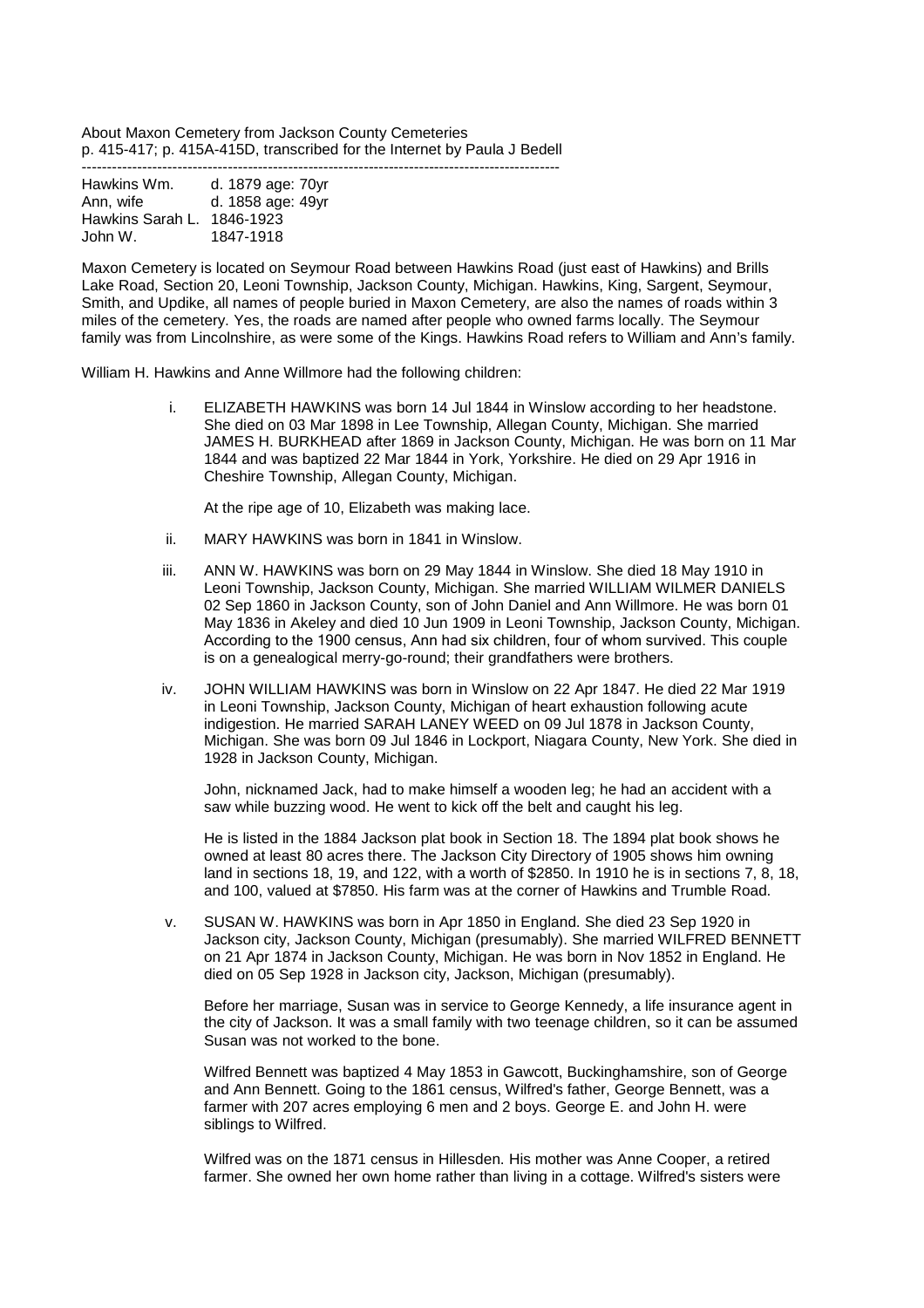About Maxon Cemetery from Jackson County Cemeteries
p. 415-417; p. 415A-415D, transcribed for the Internet by Paula J Bedell

---

| | |
|---|---|
| Hawkins Wm. | d. 1879 age: 70yr |
| Ann, wife | d. 1858 age: 49yr |
| Hawkins Sarah L. | 1846-1923 |
| John W. | 1847-1918 |

Maxon Cemetery is located on Seymour Road between Hawkins Road (just east of Hawkins) and Brills Lake Road, Section 20, Leoni Township, Jackson County, Michigan. Hawkins, King, Sargent, Seymour, Smith, and Updike, all names of people buried in Maxon Cemetery, are also the names of roads within 3 miles of the cemetery. Yes, the roads are named after people who owned farms locally. The Seymour family was from Lincolnshire, as were some of the Kings. Hawkins Road refers to William and Ann's family.

William H. Hawkins and Anne Willmore had the following children:

i. ELIZABETH HAWKINS was born 14 Jul 1844 in Winslow according to her headstone. She died on 03 Mar 1898 in Lee Township, Allegan County, Michigan. She married JAMES H. BURKHEAD after 1869 in Jackson County, Michigan. He was born on 11 Mar 1844 and was baptized 22 Mar 1844 in York, Yorkshire. He died on 29 Apr 1916 in Cheshire Township, Allegan County, Michigan.

   At the ripe age of 10, Elizabeth was making lace.

ii. MARY HAWKINS was born in 1841 in Winslow.

iii. ANN W. HAWKINS was born on 29 May 1844 in Winslow. She died 18 May 1910 in Leoni Township, Jackson County, Michigan. She married WILLIAM WILMER DANIELS 02 Sep 1860 in Jackson County, son of John Daniel and Ann Willmore. He was born 01 May 1836 in Akeley and died 10 Jun 1909 in Leoni Township, Jackson County, Michigan. According to the 1900 census, Ann had six children, four of whom survived. This couple is on a genealogical merry-go-round; their grandfathers were brothers.

iv. JOHN WILLIAM HAWKINS was born in Winslow on 22 Apr 1847. He died 22 Mar 1919 in Leoni Township, Jackson County, Michigan of heart exhaustion following acute indigestion. He married SARAH LANEY WEED on 09 Jul 1878 in Jackson County, Michigan. She was born 09 Jul 1846 in Lockport, Niagara County, New York. She died in 1928 in Jackson County, Michigan.

   John, nicknamed Jack, had to make himself a wooden leg; he had an accident with a saw while buzzing wood. He went to kick off the belt and caught his leg.

   He is listed in the 1884 Jackson plat book in Section 18. The 1894 plat book shows he owned at least 80 acres there. The Jackson City Directory of 1905 shows him owning land in sections 18, 19, and 122, with a worth of $2850. In 1910 he is in sections 7, 8, 18, and 100, valued at $7850. His farm was at the corner of Hawkins and Trumble Road.

v. SUSAN W. HAWKINS was born in Apr 1850 in England. She died 23 Sep 1920 in Jackson city, Jackson County, Michigan (presumably). She married WILFRED BENNETT on 21 Apr 1874 in Jackson County, Michigan. He was born in Nov 1852 in England. He died on 05 Sep 1928 in Jackson city, Jackson, Michigan (presumably).

   Before her marriage, Susan was in service to George Kennedy, a life insurance agent in the city of Jackson. It was a small family with two teenage children, so it can be assumed Susan was not worked to the bone.

   Wilfred Bennett was baptized 4 May 1853 in Gawcott, Buckinghamshire, son of George and Ann Bennett. Going to the 1861 census, Wilfred's father, George Bennett, was a farmer with 207 acres employing 6 men and 2 boys. George E. and John H. were siblings to Wilfred.

   Wilfred was on the 1871 census in Hillesden. His mother was Anne Cooper, a retired farmer. She owned her own home rather than living in a cottage. Wilfred's sisters were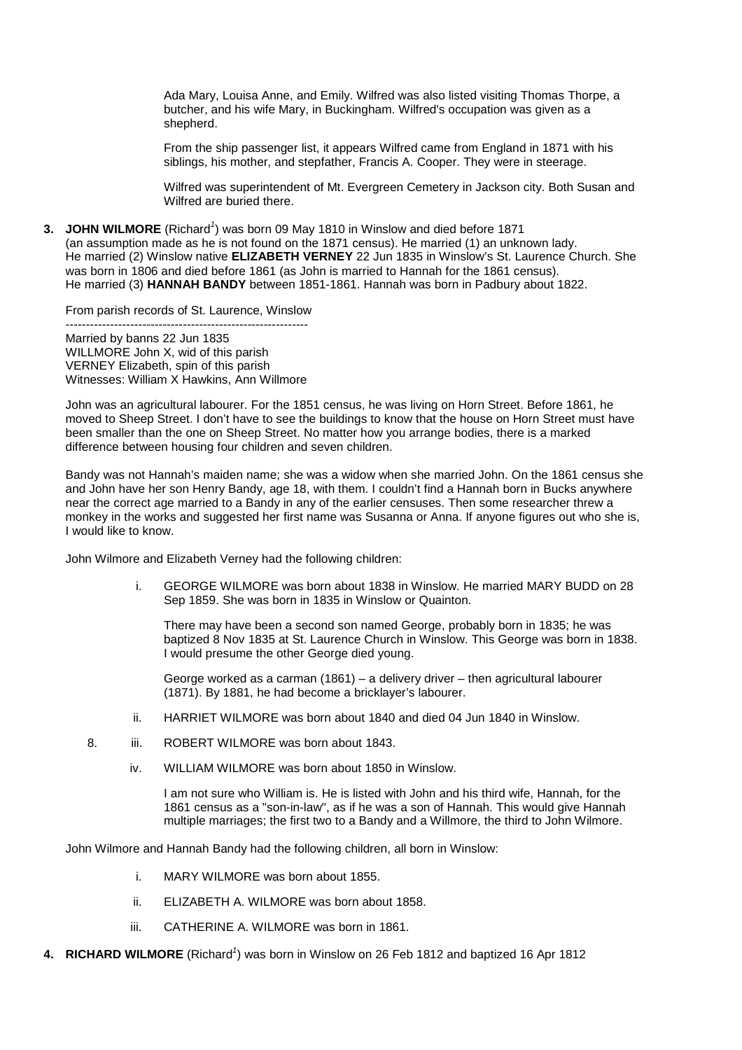Ada Mary, Louisa Anne, and Emily. Wilfred was also listed visiting Thomas Thorpe, a butcher, and his wife Mary, in Buckingham. Wilfred's occupation was given as a shepherd.

From the ship passenger list, it appears Wilfred came from England in 1871 with his siblings, his mother, and stepfather, Francis A. Cooper. They were in steerage.

Wilfred was superintendent of Mt. Evergreen Cemetery in Jackson city. Both Susan and Wilfred are buried there.

**3. JOHN WILMORE** (Richard[1]) was born 09 May 1810 in Winslow and died before 1871 (an assumption made as he is not found on the 1871 census). He married (1) an unknown lady. He married (2) Winslow native **ELIZABETH VERNEY** 22 Jun 1835 in Winslow's St. Laurence Church. She was born in 1806 and died before 1861 (as John is married to Hannah for the 1861 census). He married (3) **HANNAH BANDY** between 1851-1861. Hannah was born in Padbury about 1822.

From parish records of St. Laurence, Winslow
-----------------------------------------------------------
Married by banns 22 Jun 1835
WILLMORE John X, wid of this parish
VERNEY Elizabeth, spin of this parish
Witnesses: William X Hawkins, Ann Willmore

John was an agricultural labourer. For the 1851 census, he was living on Horn Street. Before 1861, he moved to Sheep Street. I don't have to see the buildings to know that the house on Horn Street must have been smaller than the one on Sheep Street. No matter how you arrange bodies, there is a marked difference between housing four children and seven children.

Bandy was not Hannah's maiden name; she was a widow when she married John. On the 1861 census she and John have her son Henry Bandy, age 18, with them. I couldn't find a Hannah born in Bucks anywhere near the correct age married to a Bandy in any of the earlier censuses. Then some researcher threw a monkey in the works and suggested her first name was Susanna or Anna. If anyone figures out who she is, I would like to know.

John Wilmore and Elizabeth Verney had the following children:

i. GEORGE WILMORE was born about 1838 in Winslow. He married MARY BUDD on 28 Sep 1859. She was born in 1835 in Winslow or Quainton.

There may have been a second son named George, probably born in 1835; he was baptized 8 Nov 1835 at St. Laurence Church in Winslow. This George was born in 1838. I would presume the other George died young.

George worked as a carman (1861) – a delivery driver – then agricultural labourer (1871). By 1881, he had become a bricklayer's labourer.

ii. HARRIET WILMORE was born about 1840 and died 04 Jun 1840 in Winslow.

8. iii. ROBERT WILMORE was born about 1843.

iv. WILLIAM WILMORE was born about 1850 in Winslow.

I am not sure who William is. He is listed with John and his third wife, Hannah, for the 1861 census as a "son-in-law", as if he was a son of Hannah. This would give Hannah multiple marriages; the first two to a Bandy and a Willmore, the third to John Wilmore.

John Wilmore and Hannah Bandy had the following children, all born in Winslow:

i. MARY WILMORE was born about 1855.

ii. ELIZABETH A. WILMORE was born about 1858.

iii. CATHERINE A. WILMORE was born in 1861.

**4. RICHARD WILMORE** (Richard[1]) was born in Winslow on 26 Feb 1812 and baptized 16 Apr 1812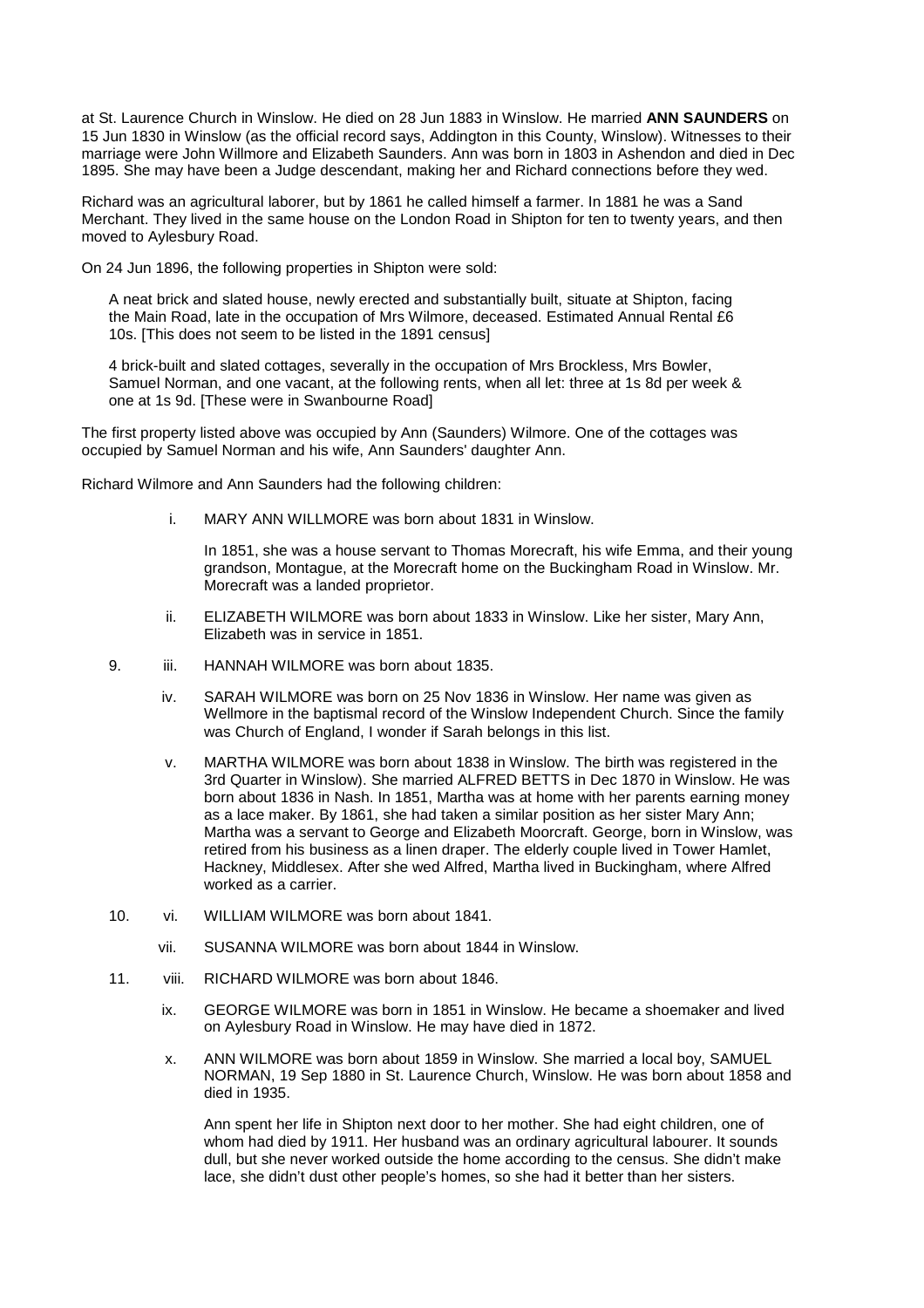at St. Laurence Church in Winslow. He died on 28 Jun 1883 in Winslow. He married **ANN SAUNDERS** on 15 Jun 1830 in Winslow (as the official record says, Addington in this County, Winslow). Witnesses to their marriage were John Willmore and Elizabeth Saunders. Ann was born in 1803 in Ashendon and died in Dec 1895. She may have been a Judge descendant, making her and Richard connections before they wed.

Richard was an agricultural laborer, but by 1861 he called himself a farmer. In 1881 he was a Sand Merchant. They lived in the same house on the London Road in Shipton for ten to twenty years, and then moved to Aylesbury Road.

On 24 Jun 1896, the following properties in Shipton were sold:

> A neat brick and slated house, newly erected and substantially built, situate at Shipton, facing the Main Road, late in the occupation of Mrs Wilmore, deceased. Estimated Annual Rental £6 10s. [This does not seem to be listed in the 1891 census]
>
> 4 brick-built and slated cottages, severally in the occupation of Mrs Brockless, Mrs Bowler, Samuel Norman, and one vacant, at the following rents, when all let: three at 1s 8d per week & one at 1s 9d. [These were in Swanbourne Road]

The first property listed above was occupied by Ann (Saunders) Wilmore. One of the cottages was occupied by Samuel Norman and his wife, Ann Saunders' daughter Ann.

Richard Wilmore and Ann Saunders had the following children:

i. MARY ANN WILLMORE was born about 1831 in Winslow.

   In 1851, she was a house servant to Thomas Morecraft, his wife Emma, and their young grandson, Montague, at the Morecraft home on the Buckingham Road in Winslow. Mr. Morecraft was a landed proprietor.

ii. ELIZABETH WILMORE was born about 1833 in Winslow. Like her sister, Mary Ann, Elizabeth was in service in 1851.

9. iii. HANNAH WILMORE was born about 1835.

iv. SARAH WILMORE was born on 25 Nov 1836 in Winslow. Her name was given as Wellmore in the baptismal record of the Winslow Independent Church. Since the family was Church of England, I wonder if Sarah belongs in this list.

v. MARTHA WILMORE was born about 1838 in Winslow. The birth was registered in the 3rd Quarter in Winslow). She married ALFRED BETTS in Dec 1870 in Winslow. He was born about 1836 in Nash. In 1851, Martha was at home with her parents earning money as a lace maker. By 1861, she had taken a similar position as her sister Mary Ann; Martha was a servant to George and Elizabeth Moorcraft. George, born in Winslow, was retired from his business as a linen draper. The elderly couple lived in Tower Hamlet, Hackney, Middlesex. After she wed Alfred, Martha lived in Buckingham, where Alfred worked as a carrier.

10. vi. WILLIAM WILMORE was born about 1841.

vii. SUSANNA WILMORE was born about 1844 in Winslow.

11. viii. RICHARD WILMORE was born about 1846.

ix. GEORGE WILMORE was born in 1851 in Winslow. He became a shoemaker and lived on Aylesbury Road in Winslow. He may have died in 1872.

x. ANN WILMORE was born about 1859 in Winslow. She married a local boy, SAMUEL NORMAN, 19 Sep 1880 in St. Laurence Church, Winslow. He was born about 1858 and died in 1935.

   Ann spent her life in Shipton next door to her mother. She had eight children, one of whom had died by 1911. Her husband was an ordinary agricultural labourer. It sounds dull, but she never worked outside the home according to the census. She didn't make lace, she didn't dust other people's homes, so she had it better than her sisters.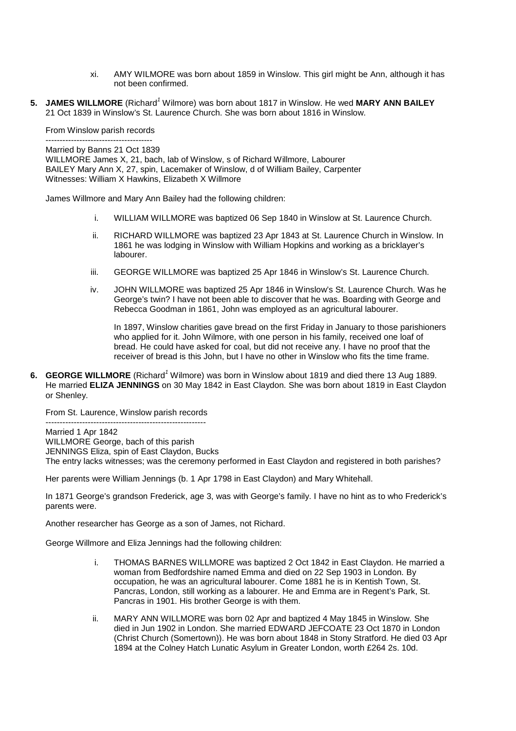xi. AMY WILMORE was born about 1859 in Winslow. This girl might be Ann, although it has not been confirmed.

**5. JAMES WILLMORE** (Richard[1] Wilmore) was born about 1817 in Winslow. He wed **MARY ANN BAILEY** 21 Oct 1839 in Winslow's St. Laurence Church. She was born about 1816 in Winslow.

From Winslow parish records
--------------------------------------
Married by Banns 21 Oct 1839
WILLMORE James X, 21, bach, lab of Winslow, s of Richard Willmore, Labourer
BAILEY Mary Ann X, 27, spin, Lacemaker of Winslow, d of William Bailey, Carpenter
Witnesses: William X Hawkins, Elizabeth X Willmore

James Willmore and Mary Ann Bailey had the following children:

i. WILLIAM WILLMORE was baptized 06 Sep 1840 in Winslow at St. Laurence Church.

ii. RICHARD WILLMORE was baptized 23 Apr 1843 at St. Laurence Church in Winslow. In 1861 he was lodging in Winslow with William Hopkins and working as a bricklayer's labourer.

iii. GEORGE WILLMORE was baptized 25 Apr 1846 in Winslow's St. Laurence Church.

iv. JOHN WILLMORE was baptized 25 Apr 1846 in Winslow's St. Laurence Church. Was he George's twin? I have not been able to discover that he was. Boarding with George and Rebecca Goodman in 1861, John was employed as an agricultural labourer.

In 1897, Winslow charities gave bread on the first Friday in January to those parishioners who applied for it. John Wilmore, with one person in his family, received one loaf of bread. He could have asked for coal, but did not receive any. I have no proof that the receiver of bread is this John, but I have no other in Winslow who fits the time frame.

**6. GEORGE WILLMORE** (Richard[1] Wilmore) was born in Winslow about 1819 and died there 13 Aug 1889. He married **ELIZA JENNINGS** on 30 May 1842 in East Claydon. She was born about 1819 in East Claydon or Shenley.

From St. Laurence, Winslow parish records
---------------------------------------------------------
Married 1 Apr 1842
WILLMORE George, bach of this parish
JENNINGS Eliza, spin of East Claydon, Bucks
The entry lacks witnesses; was the ceremony performed in East Claydon and registered in both parishes?

Her parents were William Jennings (b. 1 Apr 1798 in East Claydon) and Mary Whitehall.

In 1871 George's grandson Frederick, age 3, was with George's family. I have no hint as to who Frederick's parents were.

Another researcher has George as a son of James, not Richard.

George Willmore and Eliza Jennings had the following children:

i. THOMAS BARNES WILLMORE was baptized 2 Oct 1842 in East Claydon. He married a woman from Bedfordshire named Emma and died on 22 Sep 1903 in London. By occupation, he was an agricultural labourer. Come 1881 he is in Kentish Town, St. Pancras, London, still working as a labourer. He and Emma are in Regent's Park, St. Pancras in 1901. His brother George is with them.

ii. MARY ANN WILLMORE was born 02 Apr and baptized 4 May 1845 in Winslow. She died in Jun 1902 in London. She married EDWARD JEFCOATE 23 Oct 1870 in London (Christ Church (Somertown)). He was born about 1848 in Stony Stratford. He died 03 Apr 1894 at the Colney Hatch Lunatic Asylum in Greater London, worth £264 2s. 10d.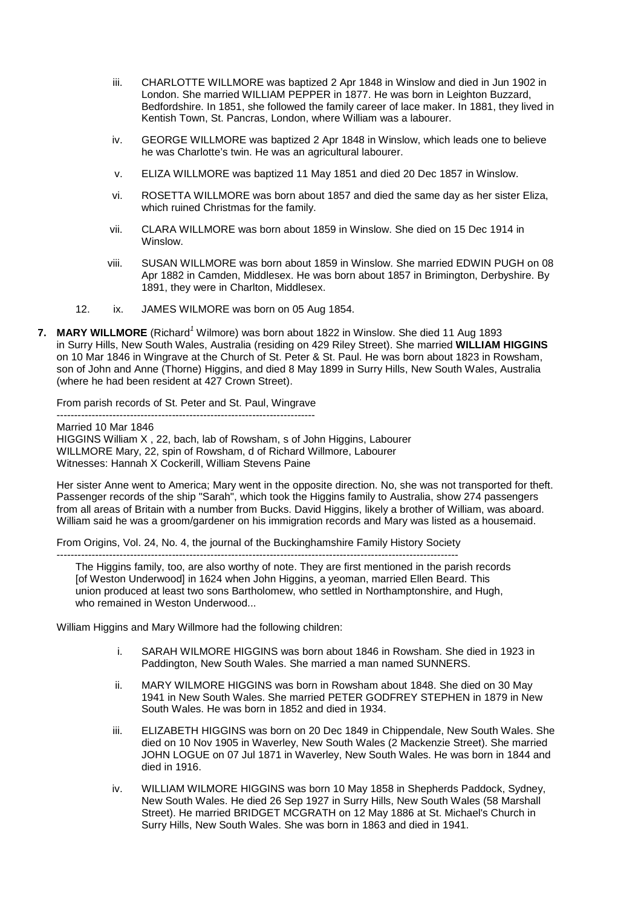iii. CHARLOTTE WILLMORE was baptized 2 Apr 1848 in Winslow and died in Jun 1902 in London. She married WILLIAM PEPPER in 1877. He was born in Leighton Buzzard, Bedfordshire. In 1851, she followed the family career of lace maker. In 1881, they lived in Kentish Town, St. Pancras, London, where William was a labourer.

iv. GEORGE WILLMORE was baptized 2 Apr 1848 in Winslow, which leads one to believe he was Charlotte's twin. He was an agricultural labourer.

v. ELIZA WILLMORE was baptized 11 May 1851 and died 20 Dec 1857 in Winslow.

vi. ROSETTA WILLMORE was born about 1857 and died the same day as her sister Eliza, which ruined Christmas for the family.

vii. CLARA WILLMORE was born about 1859 in Winslow. She died on 15 Dec 1914 in Winslow.

viii. SUSAN WILLMORE was born about 1859 in Winslow. She married EDWIN PUGH on 08 Apr 1882 in Camden, Middlesex. He was born about 1857 in Brimington, Derbyshire. By 1891, they were in Charlton, Middlesex.

12. ix. JAMES WILMORE was born on 05 Aug 1854.

**7. MARY WILLMORE** (Richard[1] Wilmore) was born about 1822 in Winslow. She died 11 Aug 1893 in Surry Hills, New South Wales, Australia (residing on 429 Riley Street). She married **WILLIAM HIGGINS** on 10 Mar 1846 in Wingrave at the Church of St. Peter & St. Paul. He was born about 1823 in Rowsham, son of John and Anne (Thorne) Higgins, and died 8 May 1899 in Surry Hills, New South Wales, Australia (where he had been resident at 427 Crown Street).

From parish records of St. Peter and St. Paul, Wingrave

-------------------------------------------------------------------------

Married 10 Mar 1846
HIGGINS William X , 22, bach, lab of Rowsham, s of John Higgins, Labourer
WILLMORE Mary, 22, spin of Rowsham, d of Richard Willmore, Labourer
Witnesses: Hannah X Cockerill, William Stevens Paine

Her sister Anne went to America; Mary went in the opposite direction. No, she was not transported for theft. Passenger records of the ship "Sarah", which took the Higgins family to Australia, show 274 passengers from all areas of Britain with a number from Bucks. David Higgins, likely a brother of William, was aboard. William said he was a groom/gardener on his immigration records and Mary was listed as a housemaid.

From Origins, Vol. 24, No. 4, the journal of the Buckinghamshire Family History Society

-------------------------------------------------------------------------------------------------------------------

> The Higgins family, too, are also worthy of note. They are first mentioned in the parish records [of Weston Underwood] in 1624 when John Higgins, a yeoman, married Ellen Beard. This union produced at least two sons Bartholomew, who settled in Northamptonshire, and Hugh, who remained in Weston Underwood...

William Higgins and Mary Willmore had the following children:

i. SARAH WILMORE HIGGINS was born about 1846 in Rowsham. She died in 1923 in Paddington, New South Wales. She married a man named SUNNERS.

ii. MARY WILMORE HIGGINS was born in Rowsham about 1848. She died on 30 May 1941 in New South Wales. She married PETER GODFREY STEPHEN in 1879 in New South Wales. He was born in 1852 and died in 1934.

iii. ELIZABETH HIGGINS was born on 20 Dec 1849 in Chippendale, New South Wales. She died on 10 Nov 1905 in Waverley, New South Wales (2 Mackenzie Street). She married JOHN LOGUE on 07 Jul 1871 in Waverley, New South Wales. He was born in 1844 and died in 1916.

iv. WILLIAM WILMORE HIGGINS was born 10 May 1858 in Shepherds Paddock, Sydney, New South Wales. He died 26 Sep 1927 in Surry Hills, New South Wales (58 Marshall Street). He married BRIDGET MCGRATH on 12 May 1886 at St. Michael's Church in Surry Hills, New South Wales. She was born in 1863 and died in 1941.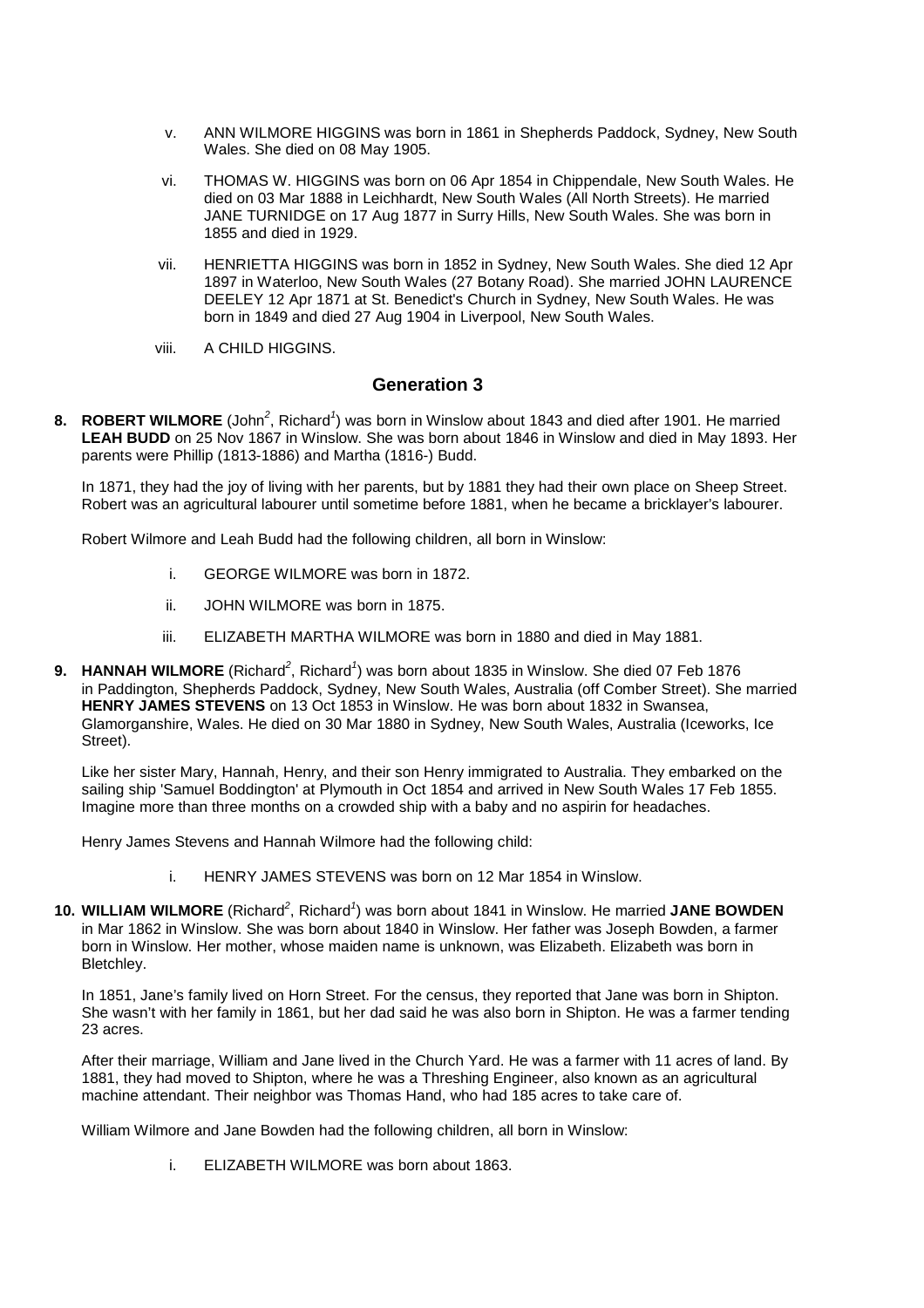v. ANN WILMORE HIGGINS was born in 1861 in Shepherds Paddock, Sydney, New South Wales. She died on 08 May 1905.

vi. THOMAS W. HIGGINS was born on 06 Apr 1854 in Chippendale, New South Wales. He died on 03 Mar 1888 in Leichhardt, New South Wales (All North Streets). He married JANE TURNIDGE on 17 Aug 1877 in Surry Hills, New South Wales. She was born in 1855 and died in 1929.

vii. HENRIETTA HIGGINS was born in 1852 in Sydney, New South Wales. She died 12 Apr 1897 in Waterloo, New South Wales (27 Botany Road). She married JOHN LAURENCE DEELEY 12 Apr 1871 at St. Benedict's Church in Sydney, New South Wales. He was born in 1849 and died 27 Aug 1904 in Liverpool, New South Wales.

viii. A CHILD HIGGINS.

## Generation 3

**8. ROBERT WILMORE** (John[2], Richard[1]) was born in Winslow about 1843 and died after 1901. He married **LEAH BUDD** on 25 Nov 1867 in Winslow. She was born about 1846 in Winslow and died in May 1893. Her parents were Phillip (1813-1886) and Martha (1816-) Budd.

In 1871, they had the joy of living with her parents, but by 1881 they had their own place on Sheep Street. Robert was an agricultural labourer until sometime before 1881, when he became a bricklayer's labourer.

Robert Wilmore and Leah Budd had the following children, all born in Winslow:

i. GEORGE WILMORE was born in 1872.

ii. JOHN WILMORE was born in 1875.

iii. ELIZABETH MARTHA WILMORE was born in 1880 and died in May 1881.

**9. HANNAH WILMORE** (Richard[2], Richard[1]) was born about 1835 in Winslow. She died 07 Feb 1876 in Paddington, Shepherds Paddock, Sydney, New South Wales, Australia (off Comber Street). She married **HENRY JAMES STEVENS** on 13 Oct 1853 in Winslow. He was born about 1832 in Swansea, Glamorganshire, Wales. He died on 30 Mar 1880 in Sydney, New South Wales, Australia (Iceworks, Ice Street).

Like her sister Mary, Hannah, Henry, and their son Henry immigrated to Australia. They embarked on the sailing ship 'Samuel Boddington' at Plymouth in Oct 1854 and arrived in New South Wales 17 Feb 1855. Imagine more than three months on a crowded ship with a baby and no aspirin for headaches.

Henry James Stevens and Hannah Wilmore had the following child:

i. HENRY JAMES STEVENS was born on 12 Mar 1854 in Winslow.

**10. WILLIAM WILMORE** (Richard[2], Richard[1]) was born about 1841 in Winslow. He married **JANE BOWDEN** in Mar 1862 in Winslow. She was born about 1840 in Winslow. Her father was Joseph Bowden, a farmer born in Winslow. Her mother, whose maiden name is unknown, was Elizabeth. Elizabeth was born in Bletchley.

In 1851, Jane's family lived on Horn Street. For the census, they reported that Jane was born in Shipton. She wasn't with her family in 1861, but her dad said he was also born in Shipton. He was a farmer tending 23 acres.

After their marriage, William and Jane lived in the Church Yard. He was a farmer with 11 acres of land. By 1881, they had moved to Shipton, where he was a Threshing Engineer, also known as an agricultural machine attendant. Their neighbor was Thomas Hand, who had 185 acres to take care of.

William Wilmore and Jane Bowden had the following children, all born in Winslow:

i. ELIZABETH WILMORE was born about 1863.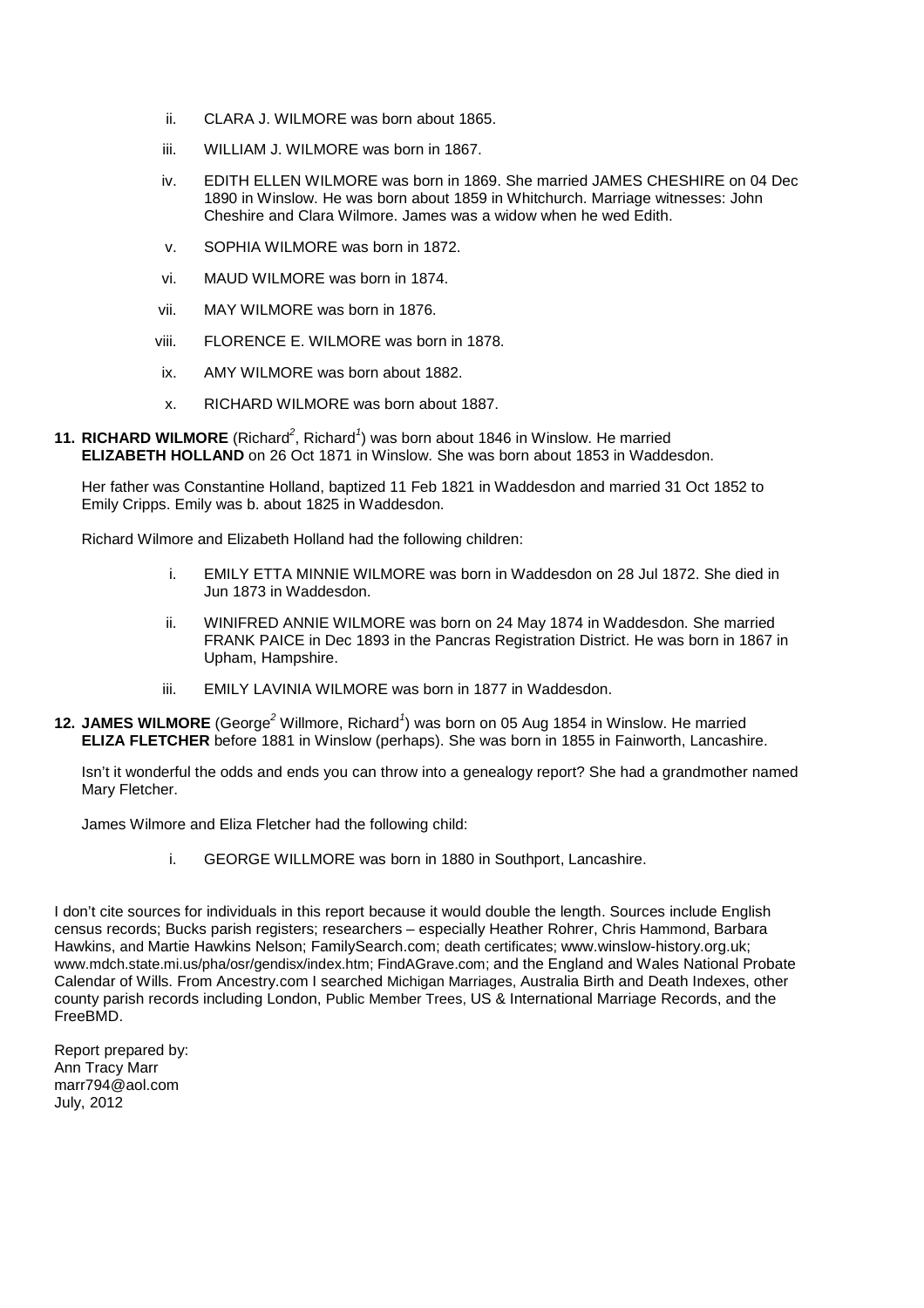ii. CLARA J. WILMORE was born about 1865.

iii. WILLIAM J. WILMORE was born in 1867.

iv. EDITH ELLEN WILMORE was born in 1869. She married JAMES CHESHIRE on 04 Dec 1890 in Winslow. He was born about 1859 in Whitchurch. Marriage witnesses: John Cheshire and Clara Wilmore. James was a widow when he wed Edith.

v. SOPHIA WILMORE was born in 1872.

vi. MAUD WILMORE was born in 1874.

vii. MAY WILMORE was born in 1876.

viii. FLORENCE E. WILMORE was born in 1878.

ix. AMY WILMORE was born about 1882.

x. RICHARD WILMORE was born about 1887.

**11. RICHARD WILMORE** (Richard[2], Richard[1]) was born about 1846 in Winslow. He married **ELIZABETH HOLLAND** on 26 Oct 1871 in Winslow. She was born about 1853 in Waddesdon.

Her father was Constantine Holland, baptized 11 Feb 1821 in Waddesdon and married 31 Oct 1852 to Emily Cripps. Emily was b. about 1825 in Waddesdon.

Richard Wilmore and Elizabeth Holland had the following children:

i. EMILY ETTA MINNIE WILMORE was born in Waddesdon on 28 Jul 1872. She died in Jun 1873 in Waddesdon.

ii. WINIFRED ANNIE WILMORE was born on 24 May 1874 in Waddesdon. She married FRANK PAICE in Dec 1893 in the Pancras Registration District. He was born in 1867 in Upham, Hampshire.

iii. EMILY LAVINIA WILMORE was born in 1877 in Waddesdon.

**12. JAMES WILMORE** (George[2] Willmore, Richard[1]) was born on 05 Aug 1854 in Winslow. He married **ELIZA FLETCHER** before 1881 in Winslow (perhaps). She was born in 1855 in Fainworth, Lancashire.

Isn't it wonderful the odds and ends you can throw into a genealogy report? She had a grandmother named Mary Fletcher.

James Wilmore and Eliza Fletcher had the following child:

i. GEORGE WILLMORE was born in 1880 in Southport, Lancashire.

I don't cite sources for individuals in this report because it would double the length. Sources include English census records; Bucks parish registers; researchers – especially Heather Rohrer, Chris Hammond, Barbara Hawkins, and Martie Hawkins Nelson; FamilySearch.com; death certificates; www.winslow-history.org.uk; www.mdch.state.mi.us/pha/osr/gendisx/index.htm; FindAGrave.com; and the England and Wales National Probate Calendar of Wills. From Ancestry.com I searched Michigan Marriages, Australia Birth and Death Indexes, other county parish records including London, Public Member Trees, US & International Marriage Records, and the FreeBMD.

Report prepared by:
Ann Tracy Marr
marr794@aol.com
July, 2012